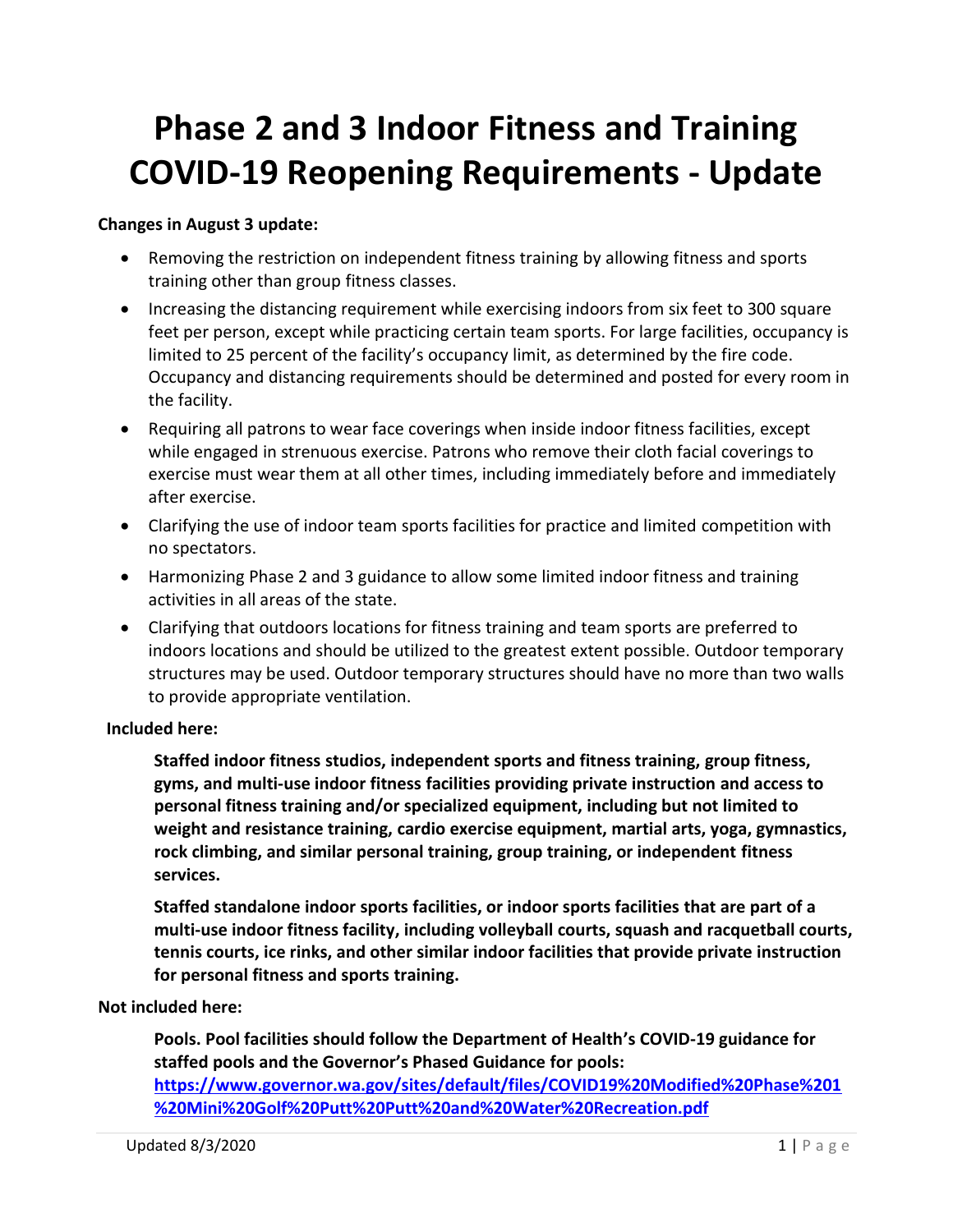# Phase 2 and 3 Indoor Fitness and Training COVID-19 Reopening Requirements - Update

**Changes in August 3 update:**

- Removing the restriction on independent fitness training by allowing fitness and sports training other than group fitness classes.
- Increasing the distancing requirement while exercising indoors from six feet to 300 square feet per person, except while practicing certain team sports. For large facilities, occupancy is limited to 25 percent of the facility's occupancy limit, as determined by the fire code. Occupancy and distancing requirements should be determined and posted for every room in the facility.
- Requiring all patrons to wear face coverings when inside indoor fitness facilities, except while engaged in strenuous exercise. Patrons who remove their cloth facial coverings to exercise must wear them at all other times, including immediately before and immediately after exercise.
- Clarifying the use of indoor team sports facilities for practice and limited competition with no spectators.
- Harmonizing Phase 2 and 3 guidance to allow some limited indoor fitness and training activities in all areas of the state.
- Clarifying that outdoors locations for fitness training and team sports are preferred to indoors locations and should be utilized to the greatest extent possible. Outdoor temporary structures may be used. Outdoor temporary structures should have no more than two walls to provide appropriate ventilation.

**Included here:**

**Staffed indoor fitness studios, independent sports and fitness training, group fitness, gyms, and multi-use indoor fitness facilities providing private instruction and access to personal fitness training and/or specialized equipment, including but not limited to weight and resistance training, cardio exercise equipment, martial arts, yoga, gymnastics, rock climbing, and similar personal training, group training, or independent fitness services.**

**Staffed standalone indoor sports facilities, or indoor sports facilities that are part of a multi-use indoor fitness facility, including volleyball courts, squash and racquetball courts, tennis courts, ice rinks, and other similar indoor facilities that provide private instruction for personal fitness and sports training.**

**Not included here:**

**Pools. Pool facilities should follow the Department of Health's COVID-19 guidance for staffed pools and the Governor's Phased Guidance for pools:** [**https://www.governor.wa.gov/sites/default/files/COVID19%20Modified%20Phase%201%20Mini%20Golf%20Putt%20Putt%20and%20Water%20Recreation.pdf**](https://www.governor.wa.gov/sites/default/files/COVID19%20Modified%20Phase%201%20Mini%20Golf%20Putt%20Putt%20and%20Water%20Recreation.pdf)

Updated 8/3/2020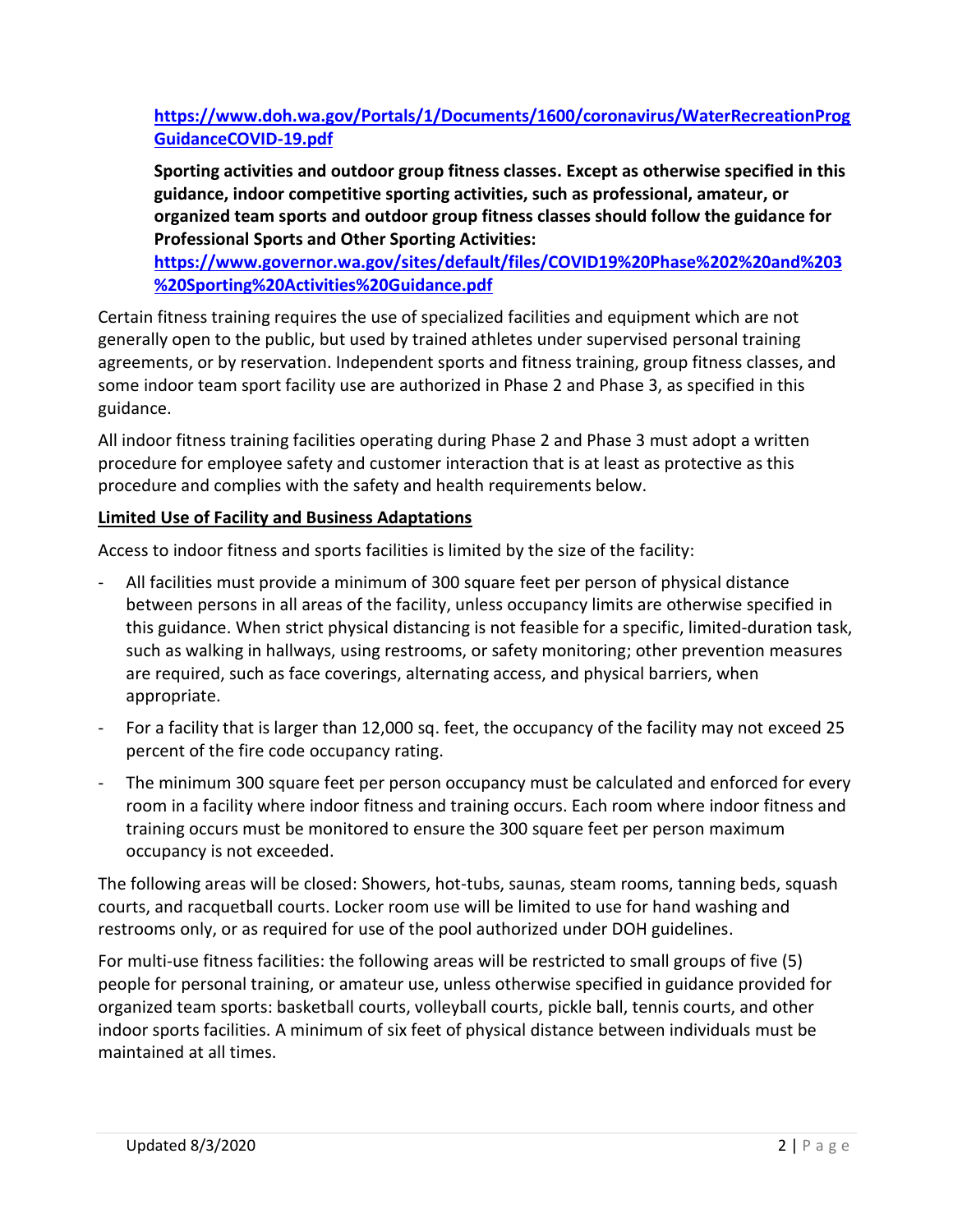**https://www.doh.wa.gov/Portals/1/Documents/1600/coronavirus/WaterRecreationProgGuidanceCOVID-19.pdf**

**Sporting activities and outdoor group fitness classes. Except as otherwise specified in this guidance, indoor competitive sporting activities, such as professional, amateur, or organized team sports and outdoor group fitness classes should follow the guidance for Professional Sports and Other Sporting Activities: https://www.governor.wa.gov/sites/default/files/COVID19%20Phase%202%20and%203%20Sporting%20Activities%20Guidance.pdf**

Certain fitness training requires the use of specialized facilities and equipment which are not generally open to the public, but used by trained athletes under supervised personal training agreements, or by reservation. Independent sports and fitness training, group fitness classes, and some indoor team sport facility use are authorized in Phase 2 and Phase 3, as specified in this guidance.

All indoor fitness training facilities operating during Phase 2 and Phase 3 must adopt a written procedure for employee safety and customer interaction that is at least as protective as this procedure and complies with the safety and health requirements below.

**Limited Use of Facility and Business Adaptations**

Access to indoor fitness and sports facilities is limited by the size of the facility:

- All facilities must provide a minimum of 300 square feet per person of physical distance between persons in all areas of the facility, unless occupancy limits are otherwise specified in this guidance. When strict physical distancing is not feasible for a specific, limited-duration task, such as walking in hallways, using restrooms, or safety monitoring; other prevention measures are required, such as face coverings, alternating access, and physical barriers, when appropriate.
- For a facility that is larger than 12,000 sq. feet, the occupancy of the facility may not exceed 25 percent of the fire code occupancy rating.
- The minimum 300 square feet per person occupancy must be calculated and enforced for every room in a facility where indoor fitness and training occurs. Each room where indoor fitness and training occurs must be monitored to ensure the 300 square feet per person maximum occupancy is not exceeded.

The following areas will be closed: Showers, hot-tubs, saunas, steam rooms, tanning beds, squash courts, and racquetball courts. Locker room use will be limited to use for hand washing and restrooms only, or as required for use of the pool authorized under DOH guidelines.

For multi-use fitness facilities: the following areas will be restricted to small groups of five (5) people for personal training, or amateur use, unless otherwise specified in guidance provided for organized team sports: basketball courts, volleyball courts, pickle ball, tennis courts, and other indoor sports facilities. A minimum of six feet of physical distance between individuals must be maintained at all times.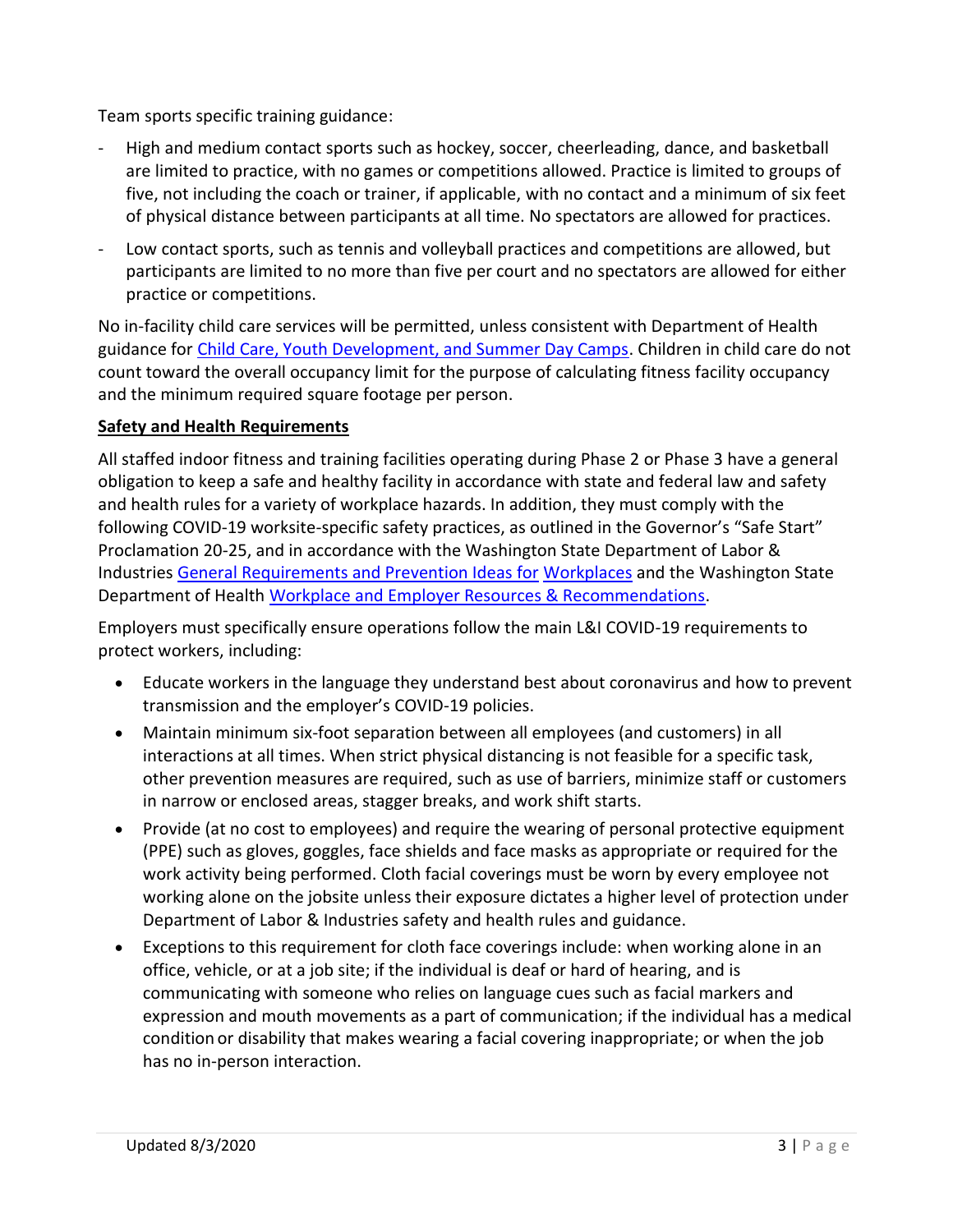Team sports specific training guidance:

- High and medium contact sports such as hockey, soccer, cheerleading, dance, and basketball are limited to practice, with no games or competitions allowed. Practice is limited to groups of five, not including the coach or trainer, if applicable, with no contact and a minimum of six feet of physical distance between participants at all time. No spectators are allowed for practices.
- Low contact sports, such as tennis and volleyball practices and competitions are allowed, but participants are limited to no more than five per court and no spectators are allowed for either practice or competitions.

No in-facility child care services will be permitted, unless consistent with Department of Health guidance for [Child Care, Youth Development, and Summer Day Camps](). Children in child care do not count toward the overall occupancy limit for the purpose of calculating fitness facility occupancy and the minimum required square footage per person.

**Safety and Health Requirements**

All staffed indoor fitness and training facilities operating during Phase 2 or Phase 3 have a general obligation to keep a safe and healthy facility in accordance with state and federal law and safety and health rules for a variety of workplace hazards. In addition, they must comply with the following COVID-19 worksite-specific safety practices, as outlined in the Governor's "Safe Start" Proclamation 20-25, and in accordance with the Washington State Department of Labor & Industries [General Requirements and Prevention Ideas for Workplaces]() and the Washington State Department of Health [Workplace and Employer Resources & Recommendations]().

Employers must specifically ensure operations follow the main L&I COVID-19 requirements to protect workers, including:

- Educate workers in the language they understand best about coronavirus and how to prevent transmission and the employer's COVID-19 policies.
- Maintain minimum six-foot separation between all employees (and customers) in all interactions at all times. When strict physical distancing is not feasible for a specific task, other prevention measures are required, such as use of barriers, minimize staff or customers in narrow or enclosed areas, stagger breaks, and work shift starts.
- Provide (at no cost to employees) and require the wearing of personal protective equipment (PPE) such as gloves, goggles, face shields and face masks as appropriate or required for the work activity being performed. Cloth facial coverings must be worn by every employee not working alone on the jobsite unless their exposure dictates a higher level of protection under Department of Labor & Industries safety and health rules and guidance.
- Exceptions to this requirement for cloth face coverings include: when working alone in an office, vehicle, or at a job site; if the individual is deaf or hard of hearing, and is communicating with someone who relies on language cues such as facial markers and expression and mouth movements as a part of communication; if the individual has a medical condition or disability that makes wearing a facial covering inappropriate; or when the job has no in-person interaction.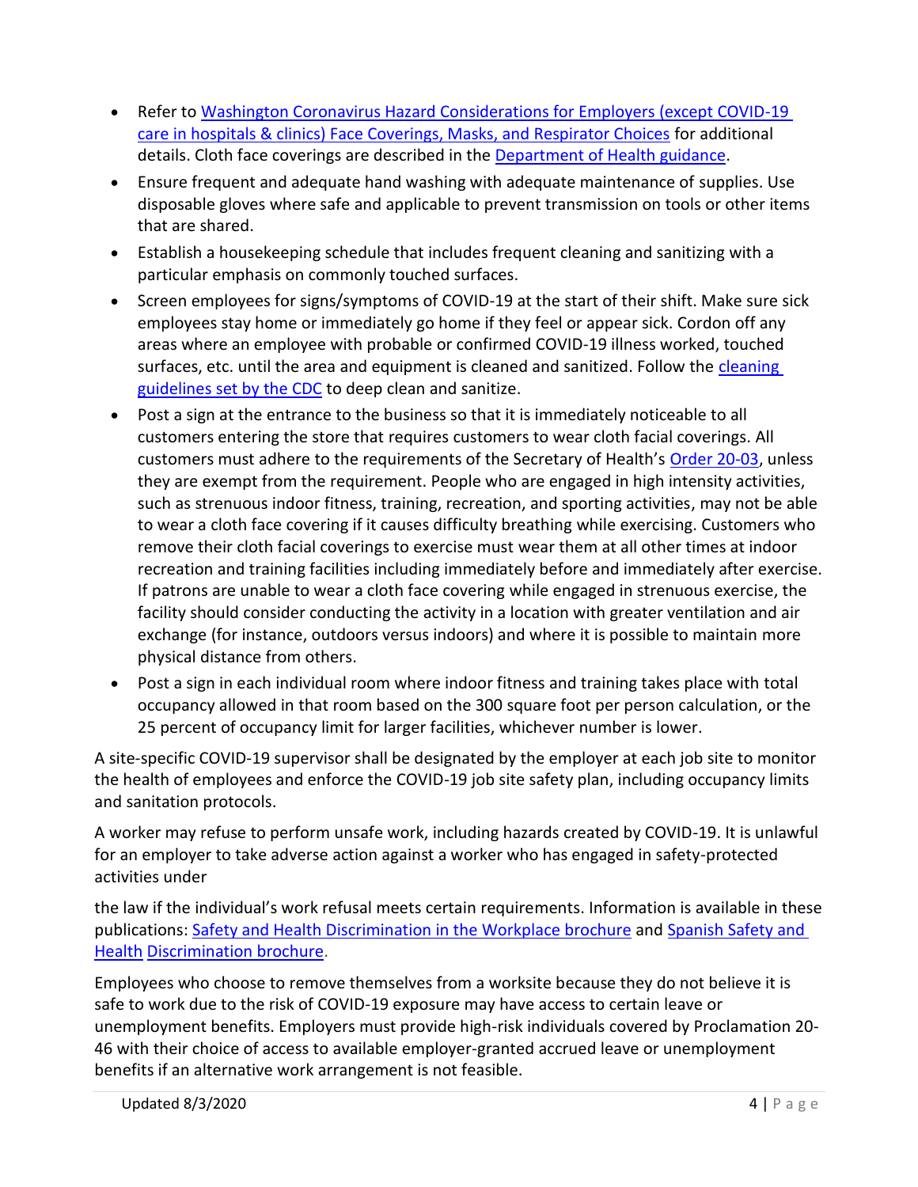- Refer to [Washington Coronavirus Hazard Considerations for Employers (except COVID-19 care in hospitals & clinics) Face Coverings, Masks, and Respirator Choices]() for additional details. Cloth face coverings are described in the [Department of Health guidance]().
- Ensure frequent and adequate hand washing with adequate maintenance of supplies. Use disposable gloves where safe and applicable to prevent transmission on tools or other items that are shared.
- Establish a housekeeping schedule that includes frequent cleaning and sanitizing with a particular emphasis on commonly touched surfaces.
- Screen employees for signs/symptoms of COVID-19 at the start of their shift. Make sure sick employees stay home or immediately go home if they feel or appear sick. Cordon off any areas where an employee with probable or confirmed COVID-19 illness worked, touched surfaces, etc. until the area and equipment is cleaned and sanitized. Follow the [cleaning guidelines set by the CDC]() to deep clean and sanitize.
- Post a sign at the entrance to the business so that it is immediately noticeable to all customers entering the store that requires customers to wear cloth facial coverings. All customers must adhere to the requirements of the Secretary of Health's [Order 20-03](), unless they are exempt from the requirement. People who are engaged in high intensity activities, such as strenuous indoor fitness, training, recreation, and sporting activities, may not be able to wear a cloth face covering if it causes difficulty breathing while exercising. Customers who remove their cloth facial coverings to exercise must wear them at all other times at indoor recreation and training facilities including immediately before and immediately after exercise. If patrons are unable to wear a cloth face covering while engaged in strenuous exercise, the facility should consider conducting the activity in a location with greater ventilation and air exchange (for instance, outdoors versus indoors) and where it is possible to maintain more physical distance from others.
- Post a sign in each individual room where indoor fitness and training takes place with total occupancy allowed in that room based on the 300 square foot per person calculation, or the 25 percent of occupancy limit for larger facilities, whichever number is lower.

A site-specific COVID-19 supervisor shall be designated by the employer at each job site to monitor the health of employees and enforce the COVID-19 job site safety plan, including occupancy limits and sanitation protocols.

A worker may refuse to perform unsafe work, including hazards created by COVID-19. It is unlawful for an employer to take adverse action against a worker who has engaged in safety-protected activities under the law if the individual's work refusal meets certain requirements. Information is available in these publications: [Safety and Health Discrimination in the Workplace brochure]() and [Spanish Safety and Health Discrimination brochure]().

Employees who choose to remove themselves from a worksite because they do not believe it is safe to work due to the risk of COVID-19 exposure may have access to certain leave or unemployment benefits. Employers must provide high-risk individuals covered by Proclamation 20-46 with their choice of access to available employer-granted accrued leave or unemployment benefits if an alternative work arrangement is not feasible.

Updated 8/3/2020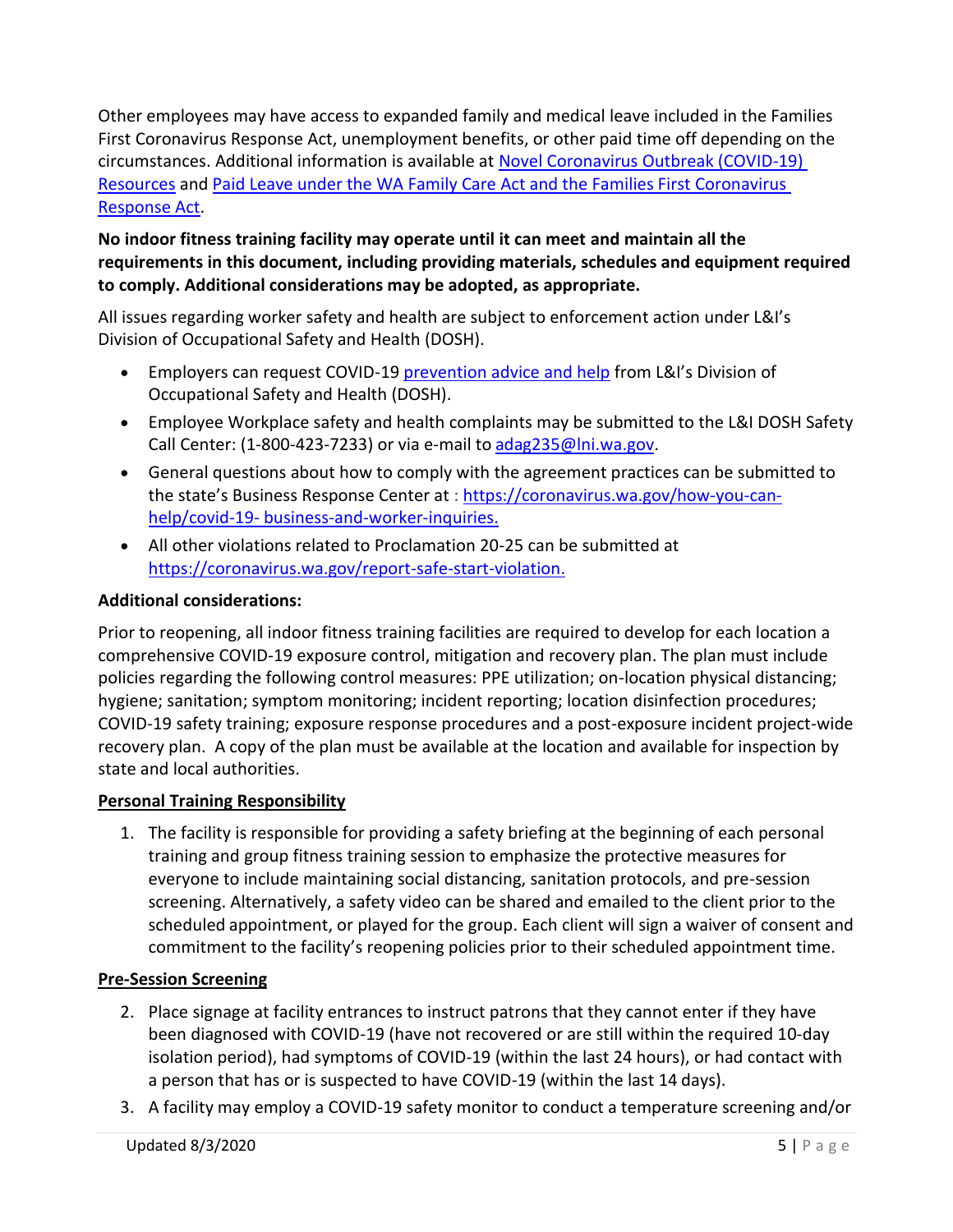Other employees may have access to expanded family and medical leave included in the Families First Coronavirus Response Act, unemployment benefits, or other paid time off depending on the circumstances. Additional information is available at [Novel Coronavirus Outbreak (COVID-19) Resources] and [Paid Leave under the WA Family Care Act and the Families First Coronavirus Response Act].

**No indoor fitness training facility may operate until it can meet and maintain all the requirements in this document, including providing materials, schedules and equipment required to comply. Additional considerations may be adopted, as appropriate.**

All issues regarding worker safety and health are subject to enforcement action under L&I's Division of Occupational Safety and Health (DOSH).

- Employers can request COVID-19 prevention advice and help from L&I's Division of Occupational Safety and Health (DOSH).
- Employee Workplace safety and health complaints may be submitted to the L&I DOSH Safety Call Center: (1-800-423-7233) or via e-mail to adag235@lni.wa.gov.
- General questions about how to comply with the agreement practices can be submitted to the state's Business Response Center at : https://coronavirus.wa.gov/how-you-can-help/covid-19- business-and-worker-inquiries.
- All other violations related to Proclamation 20-25 can be submitted at https://coronavirus.wa.gov/report-safe-start-violation.

**Additional considerations:**

Prior to reopening, all indoor fitness training facilities are required to develop for each location a comprehensive COVID-19 exposure control, mitigation and recovery plan. The plan must include policies regarding the following control measures: PPE utilization; on-location physical distancing; hygiene; sanitation; symptom monitoring; incident reporting; location disinfection procedures; COVID-19 safety training; exposure response procedures and a post-exposure incident project-wide recovery plan. A copy of the plan must be available at the location and available for inspection by state and local authorities.

**Personal Training Responsibility**

1. The facility is responsible for providing a safety briefing at the beginning of each personal training and group fitness training session to emphasize the protective measures for everyone to include maintaining social distancing, sanitation protocols, and pre-session screening. Alternatively, a safety video can be shared and emailed to the client prior to the scheduled appointment, or played for the group. Each client will sign a waiver of consent and commitment to the facility's reopening policies prior to their scheduled appointment time.

**Pre-Session Screening**

2. Place signage at facility entrances to instruct patrons that they cannot enter if they have been diagnosed with COVID-19 (have not recovered or are still within the required 10-day isolation period), had symptoms of COVID-19 (within the last 24 hours), or had contact with a person that has or is suspected to have COVID-19 (within the last 14 days).
3. A facility may employ a COVID-19 safety monitor to conduct a temperature screening and/or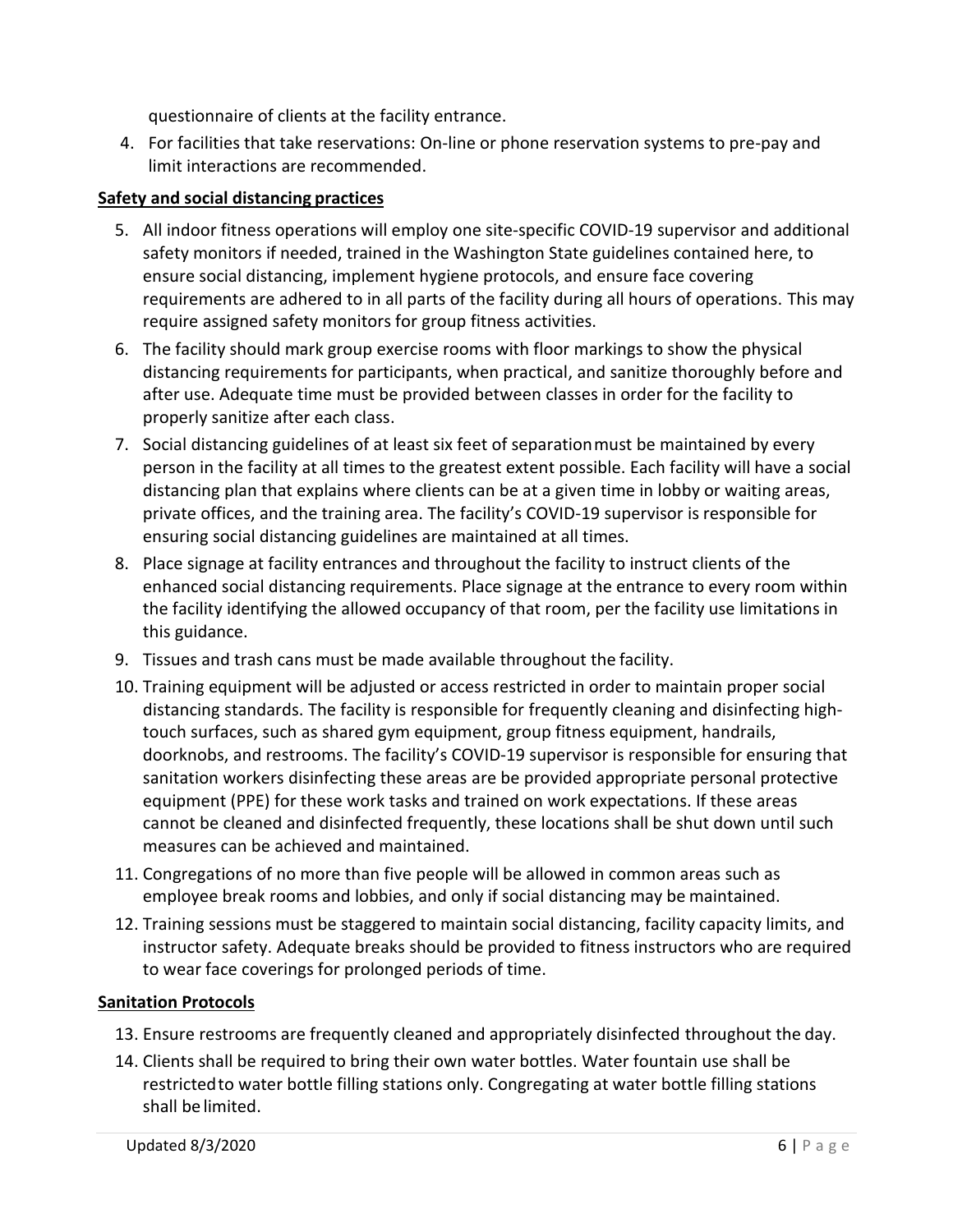questionnaire of clients at the facility entrance.

4. For facilities that take reservations: On-line or phone reservation systems to pre-pay and limit interactions are recommended.

**Safety and social distancing practices**

5. All indoor fitness operations will employ one site-specific COVID-19 supervisor and additional safety monitors if needed, trained in the Washington State guidelines contained here, to ensure social distancing, implement hygiene protocols, and ensure face covering requirements are adhered to in all parts of the facility during all hours of operations. This may require assigned safety monitors for group fitness activities.
6. The facility should mark group exercise rooms with floor markings to show the physical distancing requirements for participants, when practical, and sanitize thoroughly before and after use. Adequate time must be provided between classes in order for the facility to properly sanitize after each class.
7. Social distancing guidelines of at least six feet of separation must be maintained by every person in the facility at all times to the greatest extent possible. Each facility will have a social distancing plan that explains where clients can be at a given time in lobby or waiting areas, private offices, and the training area. The facility's COVID-19 supervisor is responsible for ensuring social distancing guidelines are maintained at all times.
8. Place signage at facility entrances and throughout the facility to instruct clients of the enhanced social distancing requirements. Place signage at the entrance to every room within the facility identifying the allowed occupancy of that room, per the facility use limitations in this guidance.
9. Tissues and trash cans must be made available throughout the facility.
10. Training equipment will be adjusted or access restricted in order to maintain proper social distancing standards. The facility is responsible for frequently cleaning and disinfecting high-touch surfaces, such as shared gym equipment, group fitness equipment, handrails, doorknobs, and restrooms. The facility's COVID-19 supervisor is responsible for ensuring that sanitation workers disinfecting these areas are be provided appropriate personal protective equipment (PPE) for these work tasks and trained on work expectations. If these areas cannot be cleaned and disinfected frequently, these locations shall be shut down until such measures can be achieved and maintained.
11. Congregations of no more than five people will be allowed in common areas such as employee break rooms and lobbies, and only if social distancing may be maintained.
12. Training sessions must be staggered to maintain social distancing, facility capacity limits, and instructor safety. Adequate breaks should be provided to fitness instructors who are required to wear face coverings for prolonged periods of time.

**Sanitation Protocols**

13. Ensure restrooms are frequently cleaned and appropriately disinfected throughout the day.
14. Clients shall be required to bring their own water bottles. Water fountain use shall be restricted to water bottle filling stations only. Congregating at water bottle filling stations shall be limited.

Updated 8/3/2020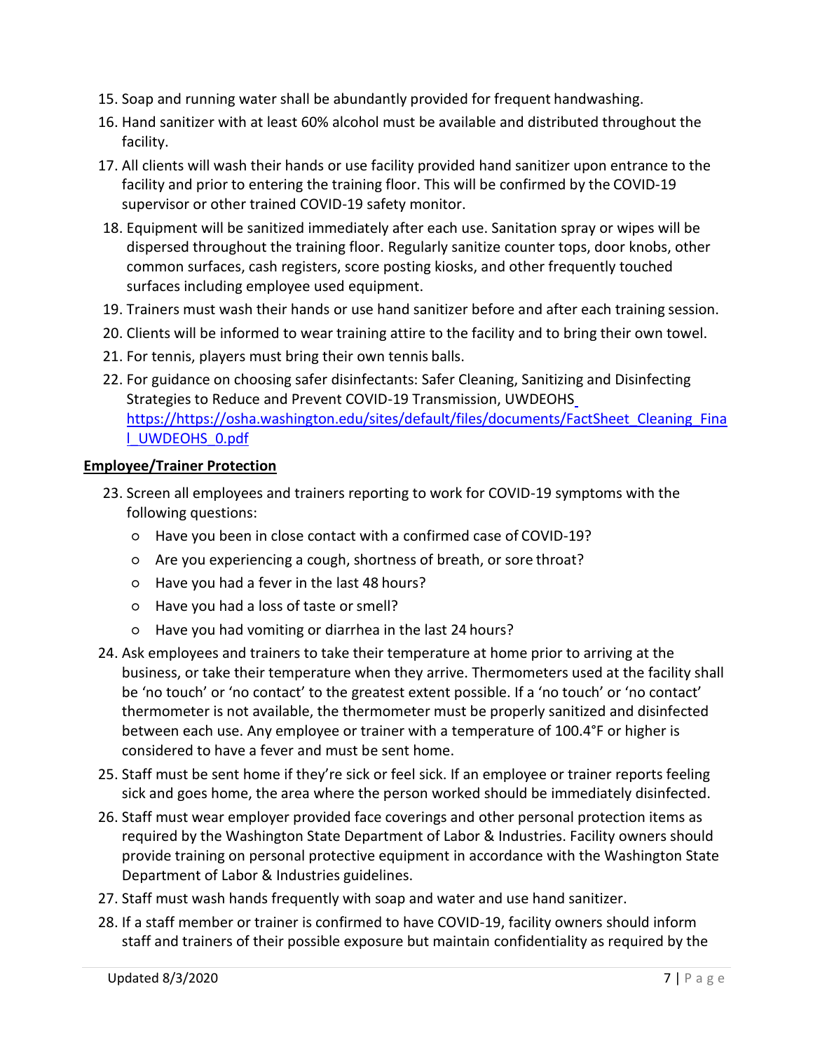15. Soap and running water shall be abundantly provided for frequent handwashing.
16. Hand sanitizer with at least 60% alcohol must be available and distributed throughout the facility.
17. All clients will wash their hands or use facility provided hand sanitizer upon entrance to the facility and prior to entering the training floor. This will be confirmed by the COVID-19 supervisor or other trained COVID-19 safety monitor.
18. Equipment will be sanitized immediately after each use. Sanitation spray or wipes will be dispersed throughout the training floor. Regularly sanitize counter tops, door knobs, other common surfaces, cash registers, score posting kiosks, and other frequently touched surfaces including employee used equipment.
19. Trainers must wash their hands or use hand sanitizer before and after each training session.
20. Clients will be informed to wear training attire to the facility and to bring their own towel.
21. For tennis, players must bring their own tennis balls.
22. For guidance on choosing safer disinfectants: Safer Cleaning, Sanitizing and Disinfecting Strategies to Reduce and Prevent COVID-19 Transmission, UWDEOHS https://https://osha.washington.edu/sites/default/files/documents/FactSheet_Cleaning_Final_UWDEOHS_0.pdf

**Employee/Trainer Protection**

23. Screen all employees and trainers reporting to work for COVID-19 symptoms with the following questions:
    - Have you been in close contact with a confirmed case of COVID-19?
    - Are you experiencing a cough, shortness of breath, or sore throat?
    - Have you had a fever in the last 48 hours?
    - Have you had a loss of taste or smell?
    - Have you had vomiting or diarrhea in the last 24 hours?
24. Ask employees and trainers to take their temperature at home prior to arriving at the business, or take their temperature when they arrive. Thermometers used at the facility shall be 'no touch' or 'no contact' to the greatest extent possible. If a 'no touch' or 'no contact' thermometer is not available, the thermometer must be properly sanitized and disinfected between each use. Any employee or trainer with a temperature of 100.4°F or higher is considered to have a fever and must be sent home.
25. Staff must be sent home if they're sick or feel sick. If an employee or trainer reports feeling sick and goes home, the area where the person worked should be immediately disinfected.
26. Staff must wear employer provided face coverings and other personal protection items as required by the Washington State Department of Labor & Industries. Facility owners should provide training on personal protective equipment in accordance with the Washington State Department of Labor & Industries guidelines.
27. Staff must wash hands frequently with soap and water and use hand sanitizer.
28. If a staff member or trainer is confirmed to have COVID-19, facility owners should inform staff and trainers of their possible exposure but maintain confidentiality as required by the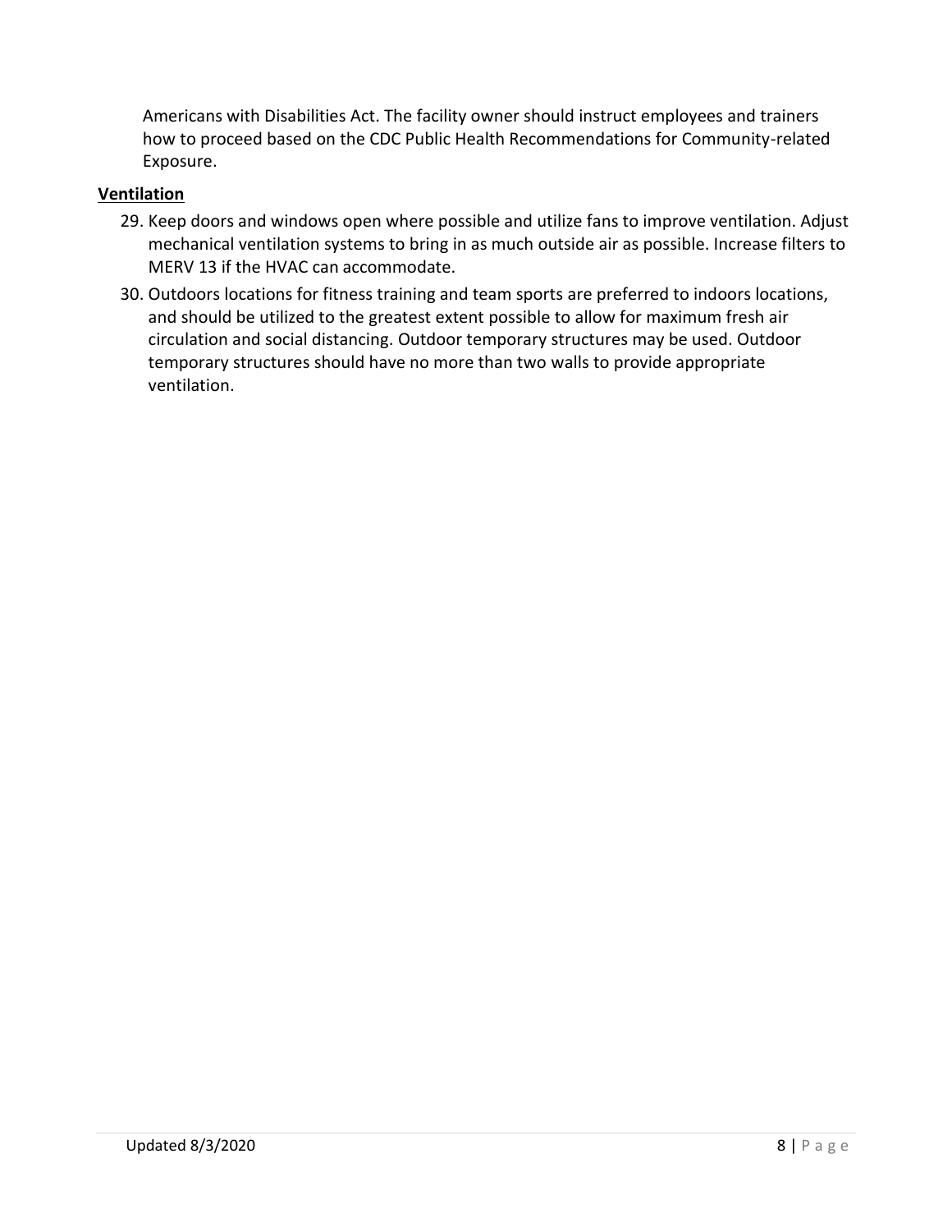Americans with Disabilities Act. The facility owner should instruct employees and trainers how to proceed based on the CDC Public Health Recommendations for Community-related Exposure.

**Ventilation**

29. Keep doors and windows open where possible and utilize fans to improve ventilation. Adjust mechanical ventilation systems to bring in as much outside air as possible. Increase filters to MERV 13 if the HVAC can accommodate.
30. Outdoors locations for fitness training and team sports are preferred to indoors locations, and should be utilized to the greatest extent possible to allow for maximum fresh air circulation and social distancing. Outdoor temporary structures may be used. Outdoor temporary structures should have no more than two walls to provide appropriate ventilation.